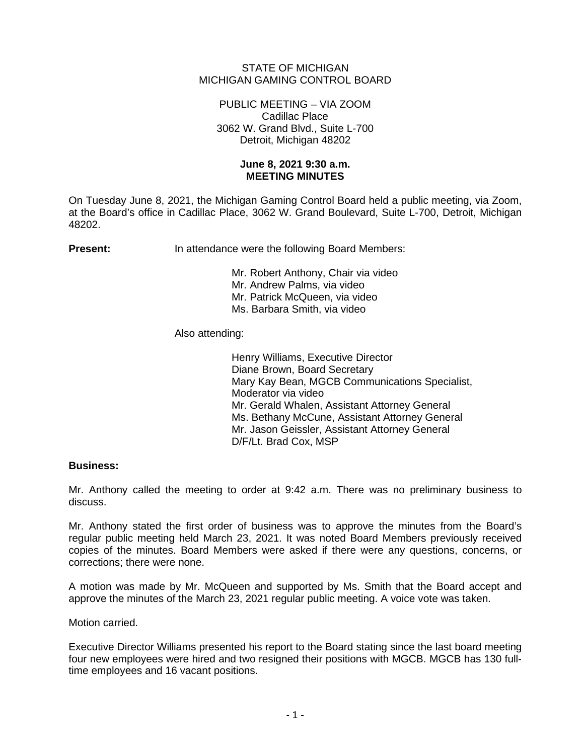STATE OF MICHIGAN
MICHIGAN GAMING CONTROL BOARD

PUBLIC MEETING – VIA ZOOM
Cadillac Place
3062 W. Grand Blvd., Suite L-700
Detroit, Michigan 48202

**June 8, 2021 9:30 a.m.**
**MEETING MINUTES**

On Tuesday June 8, 2021, the Michigan Gaming Control Board held a public meeting, via Zoom, at the Board's office in Cadillac Place, 3062 W. Grand Boulevard, Suite L-700, Detroit, Michigan 48202.

**Present:** In attendance were the following Board Members:

Mr. Robert Anthony, Chair via video
Mr. Andrew Palms, via video
Mr. Patrick McQueen, via video
Ms. Barbara Smith, via video

Also attending:

Henry Williams, Executive Director
Diane Brown, Board Secretary
Mary Kay Bean, MGCB Communications Specialist, Moderator via video
Mr. Gerald Whalen, Assistant Attorney General
Ms. Bethany McCune, Assistant Attorney General
Mr. Jason Geissler, Assistant Attorney General
D/F/Lt. Brad Cox, MSP

**Business:**

Mr. Anthony called the meeting to order at 9:42 a.m. There was no preliminary business to discuss.

Mr. Anthony stated the first order of business was to approve the minutes from the Board's regular public meeting held March 23, 2021. It was noted Board Members previously received copies of the minutes. Board Members were asked if there were any questions, concerns, or corrections; there were none.

A motion was made by Mr. McQueen and supported by Ms. Smith that the Board accept and approve the minutes of the March 23, 2021 regular public meeting. A voice vote was taken.

Motion carried.

Executive Director Williams presented his report to the Board stating since the last board meeting four new employees were hired and two resigned their positions with MGCB. MGCB has 130 full-time employees and 16 vacant positions.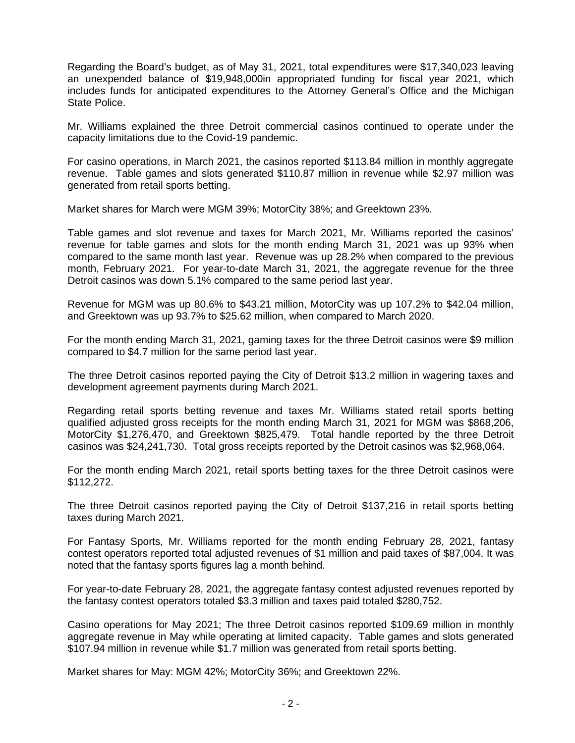Regarding the Board's budget, as of May 31, 2021, total expenditures were $17,340,023 leaving an unexpended balance of $19,948,000in appropriated funding for fiscal year 2021, which includes funds for anticipated expenditures to the Attorney General's Office and the Michigan State Police.

Mr. Williams explained the three Detroit commercial casinos continued to operate under the capacity limitations due to the Covid-19 pandemic.

For casino operations, in March 2021, the casinos reported $113.84 million in monthly aggregate revenue. Table games and slots generated $110.87 million in revenue while $2.97 million was generated from retail sports betting.

Market shares for March were MGM 39%; MotorCity 38%; and Greektown 23%.

Table games and slot revenue and taxes for March 2021, Mr. Williams reported the casinos' revenue for table games and slots for the month ending March 31, 2021 was up 93% when compared to the same month last year. Revenue was up 28.2% when compared to the previous month, February 2021. For year-to-date March 31, 2021, the aggregate revenue for the three Detroit casinos was down 5.1% compared to the same period last year.

Revenue for MGM was up 80.6% to $43.21 million, MotorCity was up 107.2% to $42.04 million, and Greektown was up 93.7% to $25.62 million, when compared to March 2020.

For the month ending March 31, 2021, gaming taxes for the three Detroit casinos were $9 million compared to $4.7 million for the same period last year.

The three Detroit casinos reported paying the City of Detroit $13.2 million in wagering taxes and development agreement payments during March 2021.

Regarding retail sports betting revenue and taxes Mr. Williams stated retail sports betting qualified adjusted gross receipts for the month ending March 31, 2021 for MGM was $868,206, MotorCity $1,276,470, and Greektown $825,479. Total handle reported by the three Detroit casinos was $24,241,730. Total gross receipts reported by the Detroit casinos was $2,968,064.

For the month ending March 2021, retail sports betting taxes for the three Detroit casinos were $112,272.

The three Detroit casinos reported paying the City of Detroit $137,216 in retail sports betting taxes during March 2021.

For Fantasy Sports, Mr. Williams reported for the month ending February 28, 2021, fantasy contest operators reported total adjusted revenues of $1 million and paid taxes of $87,004. It was noted that the fantasy sports figures lag a month behind.

For year-to-date February 28, 2021, the aggregate fantasy contest adjusted revenues reported by the fantasy contest operators totaled $3.3 million and taxes paid totaled $280,752.

Casino operations for May 2021; The three Detroit casinos reported $109.69 million in monthly aggregate revenue in May while operating at limited capacity. Table games and slots generated $107.94 million in revenue while $1.7 million was generated from retail sports betting.

Market shares for May: MGM 42%; MotorCity 36%; and Greektown 22%.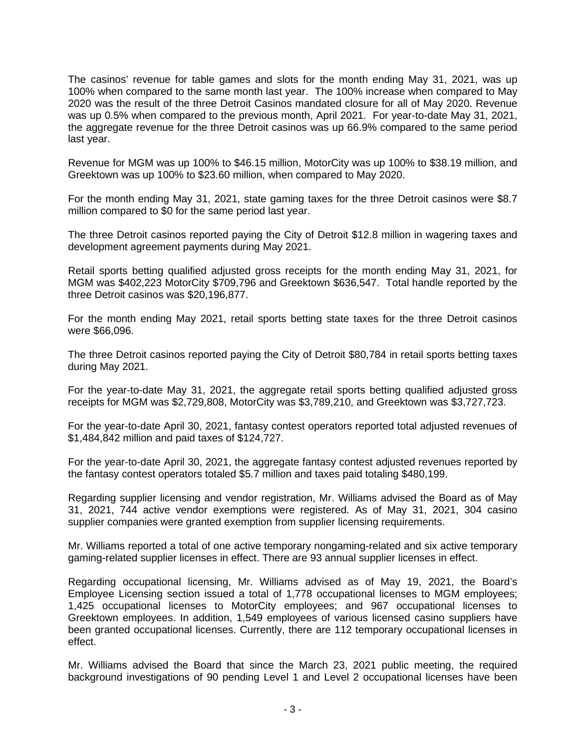The casinos' revenue for table games and slots for the month ending May 31, 2021, was up 100% when compared to the same month last year. The 100% increase when compared to May 2020 was the result of the three Detroit Casinos mandated closure for all of May 2020. Revenue was up 0.5% when compared to the previous month, April 2021. For year-to-date May 31, 2021, the aggregate revenue for the three Detroit casinos was up 66.9% compared to the same period last year.

Revenue for MGM was up 100% to $46.15 million, MotorCity was up 100% to $38.19 million, and Greektown was up 100% to $23.60 million, when compared to May 2020.

For the month ending May 31, 2021, state gaming taxes for the three Detroit casinos were $8.7 million compared to $0 for the same period last year.

The three Detroit casinos reported paying the City of Detroit $12.8 million in wagering taxes and development agreement payments during May 2021.

Retail sports betting qualified adjusted gross receipts for the month ending May 31, 2021, for MGM was $402,223 MotorCity $709,796 and Greektown $636,547. Total handle reported by the three Detroit casinos was $20,196,877.

For the month ending May 2021, retail sports betting state taxes for the three Detroit casinos were $66,096.

The three Detroit casinos reported paying the City of Detroit $80,784 in retail sports betting taxes during May 2021.

For the year-to-date May 31, 2021, the aggregate retail sports betting qualified adjusted gross receipts for MGM was $2,729,808, MotorCity was $3,789,210, and Greektown was $3,727,723.

For the year-to-date April 30, 2021, fantasy contest operators reported total adjusted revenues of $1,484,842 million and paid taxes of $124,727.

For the year-to-date April 30, 2021, the aggregate fantasy contest adjusted revenues reported by the fantasy contest operators totaled $5.7 million and taxes paid totaling $480,199.

Regarding supplier licensing and vendor registration, Mr. Williams advised the Board as of May 31, 2021, 744 active vendor exemptions were registered. As of May 31, 2021, 304 casino supplier companies were granted exemption from supplier licensing requirements.

Mr. Williams reported a total of one active temporary nongaming-related and six active temporary gaming-related supplier licenses in effect. There are 93 annual supplier licenses in effect.

Regarding occupational licensing, Mr. Williams advised as of May 19, 2021, the Board's Employee Licensing section issued a total of 1,778 occupational licenses to MGM employees; 1,425 occupational licenses to MotorCity employees; and 967 occupational licenses to Greektown employees. In addition, 1,549 employees of various licensed casino suppliers have been granted occupational licenses. Currently, there are 112 temporary occupational licenses in effect.

Mr. Williams advised the Board that since the March 23, 2021 public meeting, the required background investigations of 90 pending Level 1 and Level 2 occupational licenses have been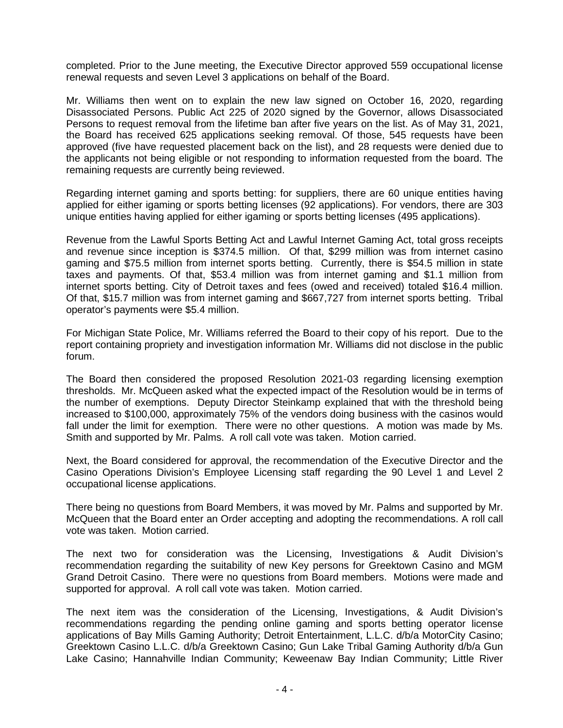completed. Prior to the June meeting, the Executive Director approved 559 occupational license renewal requests and seven Level 3 applications on behalf of the Board.

Mr. Williams then went on to explain the new law signed on October 16, 2020, regarding Disassociated Persons. Public Act 225 of 2020 signed by the Governor, allows Disassociated Persons to request removal from the lifetime ban after five years on the list. As of May 31, 2021, the Board has received 625 applications seeking removal. Of those, 545 requests have been approved (five have requested placement back on the list), and 28 requests were denied due to the applicants not being eligible or not responding to information requested from the board. The remaining requests are currently being reviewed.

Regarding internet gaming and sports betting: for suppliers, there are 60 unique entities having applied for either igaming or sports betting licenses (92 applications). For vendors, there are 303 unique entities having applied for either igaming or sports betting licenses (495 applications).

Revenue from the Lawful Sports Betting Act and Lawful Internet Gaming Act, total gross receipts and revenue since inception is $374.5 million. Of that, $299 million was from internet casino gaming and $75.5 million from internet sports betting. Currently, there is $54.5 million in state taxes and payments. Of that, $53.4 million was from internet gaming and $1.1 million from internet sports betting. City of Detroit taxes and fees (owed and received) totaled $16.4 million. Of that, $15.7 million was from internet gaming and $667,727 from internet sports betting. Tribal operator's payments were $5.4 million.

For Michigan State Police, Mr. Williams referred the Board to their copy of his report. Due to the report containing propriety and investigation information Mr. Williams did not disclose in the public forum.

The Board then considered the proposed Resolution 2021-03 regarding licensing exemption thresholds. Mr. McQueen asked what the expected impact of the Resolution would be in terms of the number of exemptions. Deputy Director Steinkamp explained that with the threshold being increased to $100,000, approximately 75% of the vendors doing business with the casinos would fall under the limit for exemption. There were no other questions. A motion was made by Ms. Smith and supported by Mr. Palms. A roll call vote was taken. Motion carried.

Next, the Board considered for approval, the recommendation of the Executive Director and the Casino Operations Division's Employee Licensing staff regarding the 90 Level 1 and Level 2 occupational license applications.

There being no questions from Board Members, it was moved by Mr. Palms and supported by Mr. McQueen that the Board enter an Order accepting and adopting the recommendations. A roll call vote was taken. Motion carried.

The next two for consideration was the Licensing, Investigations & Audit Division's recommendation regarding the suitability of new Key persons for Greektown Casino and MGM Grand Detroit Casino. There were no questions from Board members. Motions were made and supported for approval. A roll call vote was taken. Motion carried.

The next item was the consideration of the Licensing, Investigations, & Audit Division's recommendations regarding the pending online gaming and sports betting operator license applications of Bay Mills Gaming Authority; Detroit Entertainment, L.L.C. d/b/a MotorCity Casino; Greektown Casino L.L.C. d/b/a Greektown Casino; Gun Lake Tribal Gaming Authority d/b/a Gun Lake Casino; Hannahville Indian Community; Keweenaw Bay Indian Community; Little River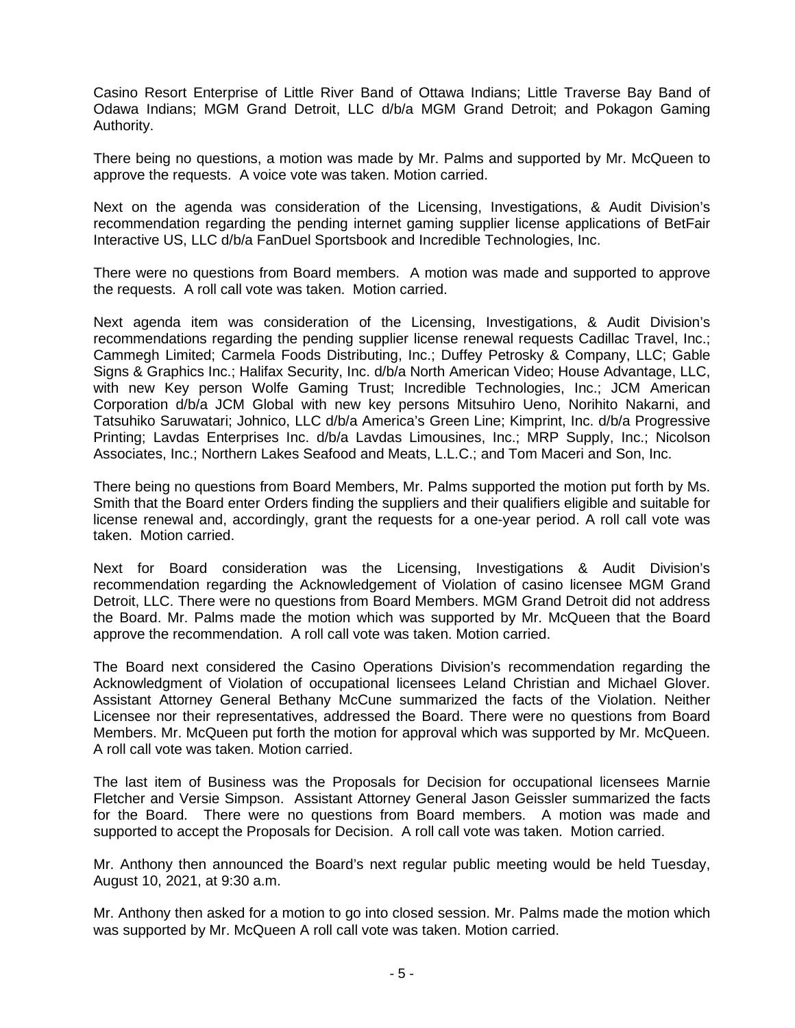Casino Resort Enterprise of Little River Band of Ottawa Indians; Little Traverse Bay Band of Odawa Indians; MGM Grand Detroit, LLC d/b/a MGM Grand Detroit; and Pokagon Gaming Authority.

There being no questions, a motion was made by Mr. Palms and supported by Mr. McQueen to approve the requests. A voice vote was taken. Motion carried.

Next on the agenda was consideration of the Licensing, Investigations, & Audit Division's recommendation regarding the pending internet gaming supplier license applications of BetFair Interactive US, LLC d/b/a FanDuel Sportsbook and Incredible Technologies, Inc.

There were no questions from Board members. A motion was made and supported to approve the requests. A roll call vote was taken. Motion carried.

Next agenda item was consideration of the Licensing, Investigations, & Audit Division's recommendations regarding the pending supplier license renewal requests Cadillac Travel, Inc.; Cammegh Limited; Carmela Foods Distributing, Inc.; Duffey Petrosky & Company, LLC; Gable Signs & Graphics Inc.; Halifax Security, Inc. d/b/a North American Video; House Advantage, LLC, with new Key person Wolfe Gaming Trust; Incredible Technologies, Inc.; JCM American Corporation d/b/a JCM Global with new key persons Mitsuhiro Ueno, Norihito Nakarni, and Tatsuhiko Saruwatari; Johnico, LLC d/b/a America's Green Line; Kimprint, Inc. d/b/a Progressive Printing; Lavdas Enterprises Inc. d/b/a Lavdas Limousines, Inc.; MRP Supply, Inc.; Nicolson Associates, Inc.; Northern Lakes Seafood and Meats, L.L.C.; and Tom Maceri and Son, Inc.

There being no questions from Board Members, Mr. Palms supported the motion put forth by Ms. Smith that the Board enter Orders finding the suppliers and their qualifiers eligible and suitable for license renewal and, accordingly, grant the requests for a one-year period. A roll call vote was taken. Motion carried.

Next for Board consideration was the Licensing, Investigations & Audit Division's recommendation regarding the Acknowledgement of Violation of casino licensee MGM Grand Detroit, LLC. There were no questions from Board Members. MGM Grand Detroit did not address the Board. Mr. Palms made the motion which was supported by Mr. McQueen that the Board approve the recommendation. A roll call vote was taken. Motion carried.

The Board next considered the Casino Operations Division's recommendation regarding the Acknowledgment of Violation of occupational licensees Leland Christian and Michael Glover. Assistant Attorney General Bethany McCune summarized the facts of the Violation. Neither Licensee nor their representatives, addressed the Board. There were no questions from Board Members. Mr. McQueen put forth the motion for approval which was supported by Mr. McQueen. A roll call vote was taken. Motion carried.

The last item of Business was the Proposals for Decision for occupational licensees Marnie Fletcher and Versie Simpson. Assistant Attorney General Jason Geissler summarized the facts for the Board. There were no questions from Board members. A motion was made and supported to accept the Proposals for Decision. A roll call vote was taken. Motion carried.

Mr. Anthony then announced the Board's next regular public meeting would be held Tuesday, August 10, 2021, at 9:30 a.m.

Mr. Anthony then asked for a motion to go into closed session. Mr. Palms made the motion which was supported by Mr. McQueen A roll call vote was taken. Motion carried.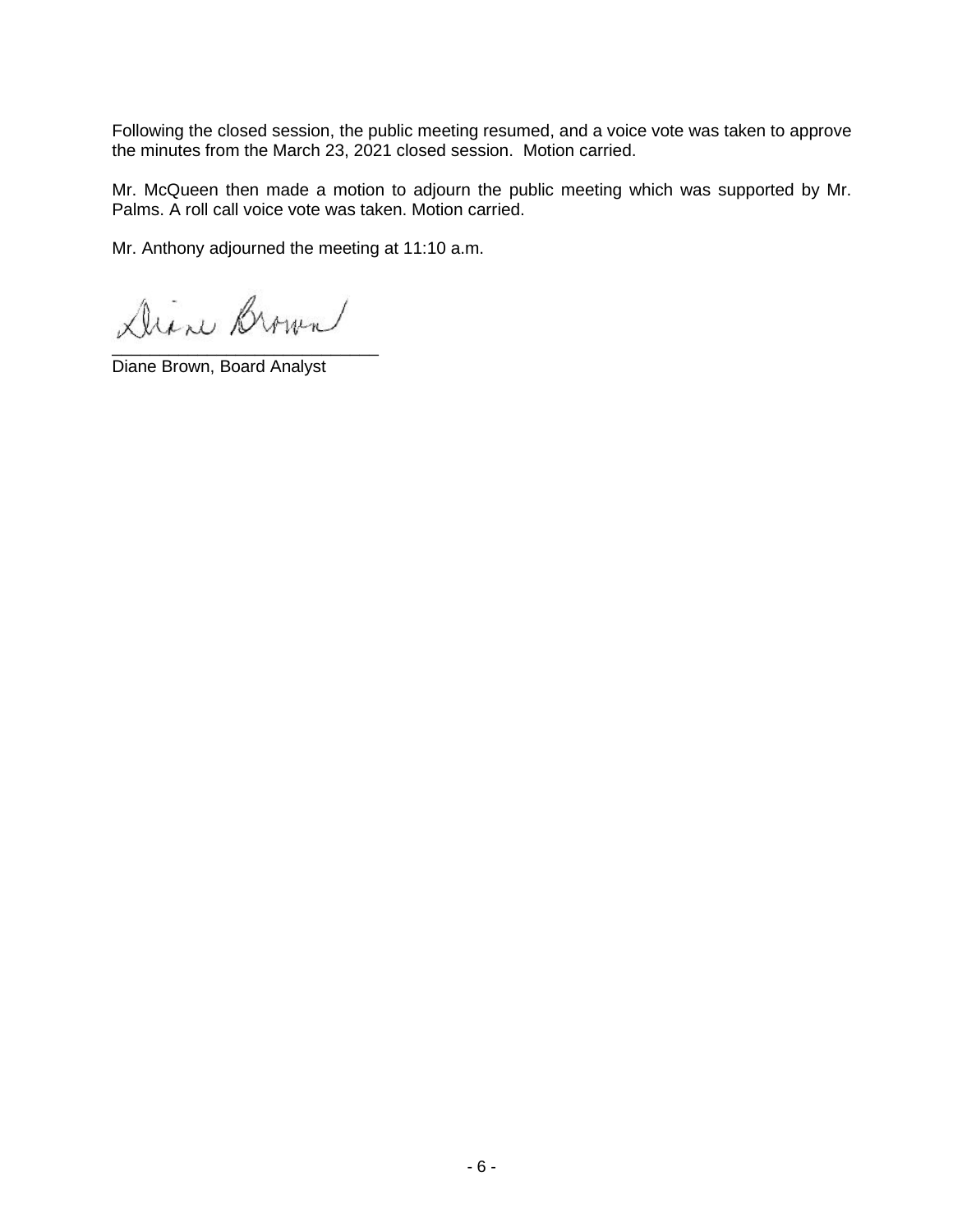Following the closed session, the public meeting resumed, and a voice vote was taken to approve the minutes from the March 23, 2021 closed session. Motion carried.

Mr. McQueen then made a motion to adjourn the public meeting which was supported by Mr. Palms. A roll call voice vote was taken. Motion carried.

Mr. Anthony adjourned the meeting at 11:10 a.m.

Diane Brown

\_\_\_\_\_\_\_\_\_\_\_\_\_\_\_\_\_\_\_\_\_\_\_\_\_\_\_\_\_\_

Diane Brown, Board Analyst